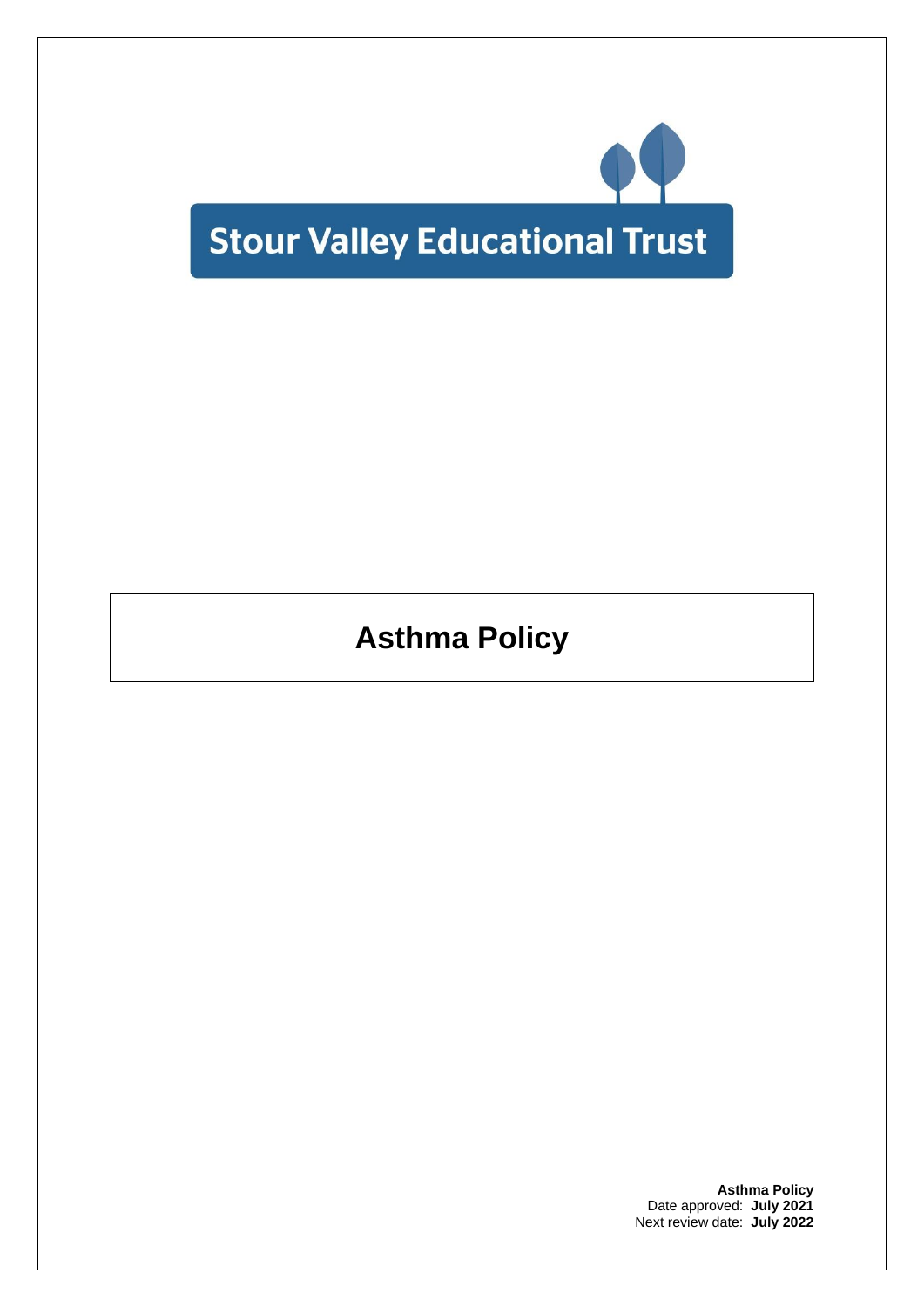Stour Valley Educational Trust

# Asthma Policy

**Asthma Policy**
Date approved: **July 2021**
Next review date: **July 2022**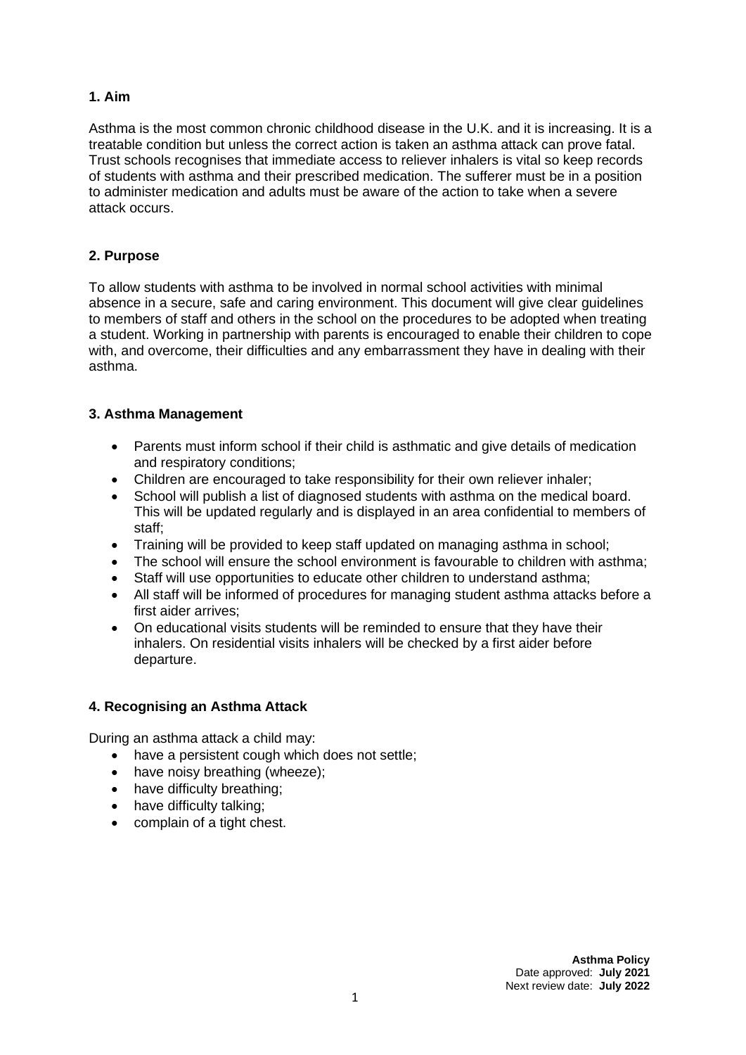## 1. Aim

Asthma is the most common chronic childhood disease in the U.K. and it is increasing. It is a treatable condition but unless the correct action is taken an asthma attack can prove fatal. Trust schools recognises that immediate access to reliever inhalers is vital so keep records of students with asthma and their prescribed medication. The sufferer must be in a position to administer medication and adults must be aware of the action to take when a severe attack occurs.

## 2. Purpose

To allow students with asthma to be involved in normal school activities with minimal absence in a secure, safe and caring environment. This document will give clear guidelines to members of staff and others in the school on the procedures to be adopted when treating a student. Working in partnership with parents is encouraged to enable their children to cope with, and overcome, their difficulties and any embarrassment they have in dealing with their asthma.

## 3. Asthma Management

- Parents must inform school if their child is asthmatic and give details of medication and respiratory conditions;
- Children are encouraged to take responsibility for their own reliever inhaler;
- School will publish a list of diagnosed students with asthma on the medical board. This will be updated regularly and is displayed in an area confidential to members of staff;
- Training will be provided to keep staff updated on managing asthma in school;
- The school will ensure the school environment is favourable to children with asthma;
- Staff will use opportunities to educate other children to understand asthma;
- All staff will be informed of procedures for managing student asthma attacks before a first aider arrives;
- On educational visits students will be reminded to ensure that they have their inhalers. On residential visits inhalers will be checked by a first aider before departure.

## 4. Recognising an Asthma Attack

During an asthma attack a child may:

- have a persistent cough which does not settle;
- have noisy breathing (wheeze);
- have difficulty breathing;
- have difficulty talking;
- complain of a tight chest.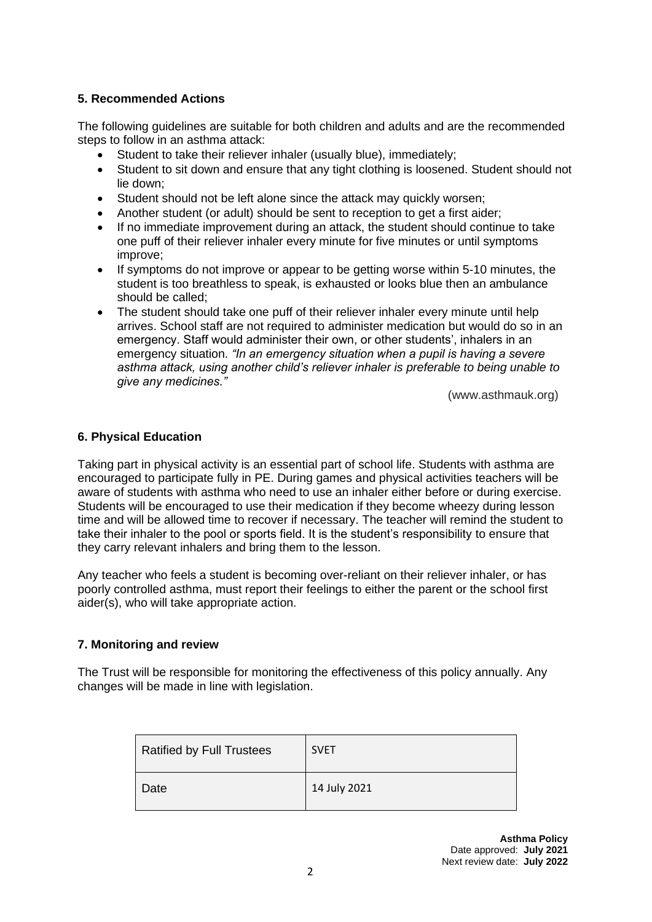### 5. Recommended Actions

The following guidelines are suitable for both children and adults and are the recommended steps to follow in an asthma attack:

- Student to take their reliever inhaler (usually blue), immediately;
- Student to sit down and ensure that any tight clothing is loosened. Student should not lie down;
- Student should not be left alone since the attack may quickly worsen;
- Another student (or adult) should be sent to reception to get a first aider;
- If no immediate improvement during an attack, the student should continue to take one puff of their reliever inhaler every minute for five minutes or until symptoms improve;
- If symptoms do not improve or appear to be getting worse within 5-10 minutes, the student is too breathless to speak, is exhausted or looks blue then an ambulance should be called;
- The student should take one puff of their reliever inhaler every minute until help arrives. School staff are not required to administer medication but would do so in an emergency. Staff would administer their own, or other students', inhalers in an emergency situation. *"In an emergency situation when a pupil is having a severe asthma attack, using another child's reliever inhaler is preferable to being unable to give any medicines."*

(www.asthmauk.org)

### 6. Physical Education

Taking part in physical activity is an essential part of school life. Students with asthma are encouraged to participate fully in PE. During games and physical activities teachers will be aware of students with asthma who need to use an inhaler either before or during exercise. Students will be encouraged to use their medication if they become wheezy during lesson time and will be allowed time to recover if necessary. The teacher will remind the student to take their inhaler to the pool or sports field. It is the student's responsibility to ensure that they carry relevant inhalers and bring them to the lesson.

Any teacher who feels a student is becoming over-reliant on their reliever inhaler, or has poorly controlled asthma, must report their feelings to either the parent or the school first aider(s), who will take appropriate action.

### 7. Monitoring and review

The Trust will be responsible for monitoring the effectiveness of this policy annually. Any changes will be made in line with legislation.

| | |
|---|---|
| Ratified by Full Trustees | SVET |
| Date | 14 July 2021 |